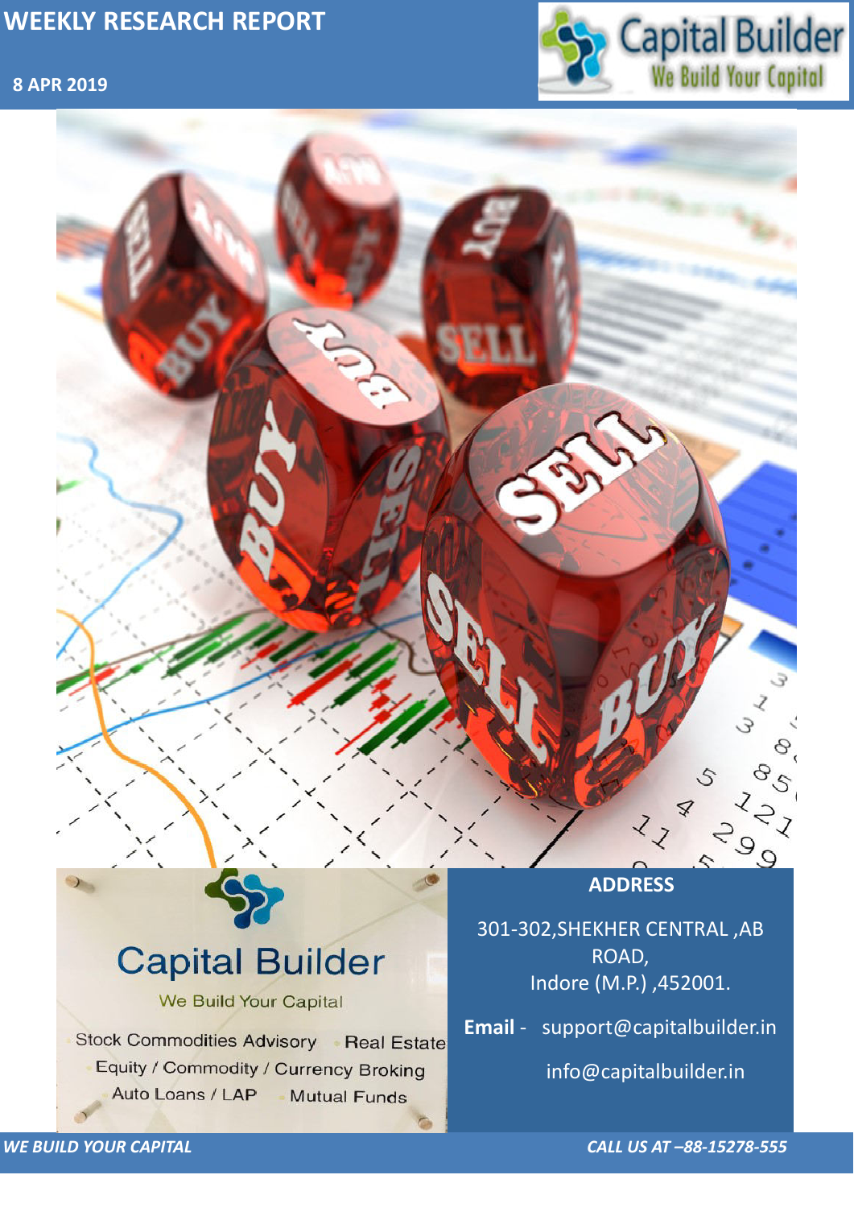# WEEKLY RESEARCH REPORT

**8 APR 2019**

Capital Builder

We Build Your Capital

Capital Builder

We Build Your Capital

Stock Commodities Advisory · Real Estate

Equity / Commodity / Currency Broking

Auto Loans / LAP · Mutual Funds

## ADDRESS

301-302,SHEKHER CENTRAL ,AB ROAD,
Indore (M.P.) ,452001.

**Email** - support@capitalbuilder.in

info@capitalbuilder.in

*WE BUILD YOUR CAPITAL*

*CALL US AT –88-15278-555*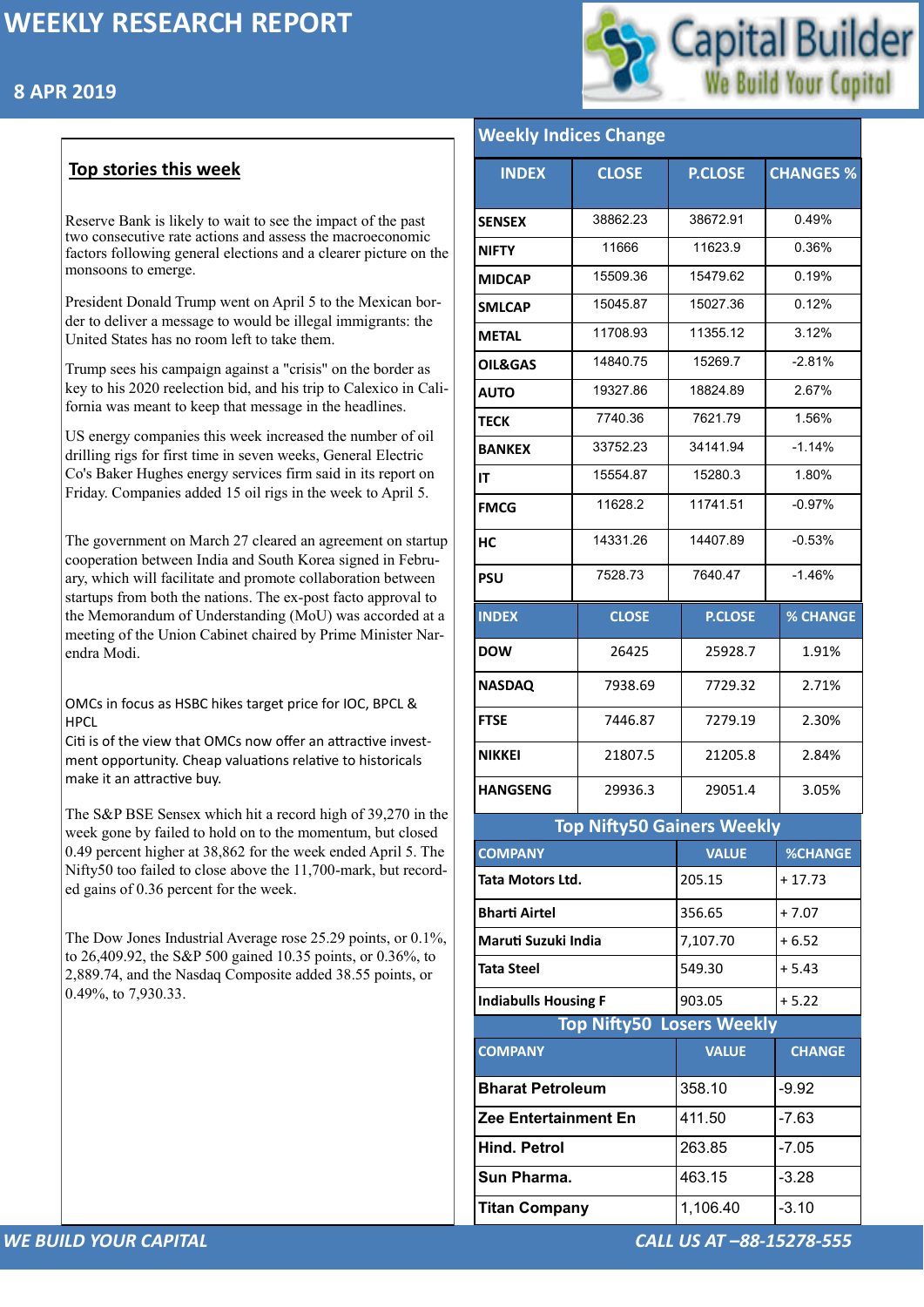# WEEKLY RESEARCH REPORT

## 8 APR 2019

Capital Builder
We Build Your Capital

## Top stories this week

Reserve Bank is likely to wait to see the impact of the past two consecutive rate actions and assess the macroeconomic factors following general elections and a clearer picture on the monsoons to emerge.

President Donald Trump went on April 5 to the Mexican border to deliver a message to would be illegal immigrants: the United States has no room left to take them.

Trump sees his campaign against a "crisis" on the border as key to his 2020 reelection bid, and his trip to Calexico in California was meant to keep that message in the headlines.

US energy companies this week increased the number of oil drilling rigs for first time in seven weeks, General Electric Co's Baker Hughes energy services firm said in its report on Friday. Companies added 15 oil rigs in the week to April 5.

The government on March 27 cleared an agreement on startup cooperation between India and South Korea signed in February, which will facilitate and promote collaboration between startups from both the nations. The ex-post facto approval to the Memorandum of Understanding (MoU) was accorded at a meeting of the Union Cabinet chaired by Prime Minister Narendra Modi.

OMCs in focus as HSBC hikes target price for IOC, BPCL & HPCL
Citi is of the view that OMCs now offer an attractive investment opportunity. Cheap valuations relative to historicals make it an attractive buy.

The S&P BSE Sensex which hit a record high of 39,270 in the week gone by failed to hold on to the momentum, but closed 0.49 percent higher at 38,862 for the week ended April 5. The Nifty50 too failed to close above the 11,700-mark, but recorded gains of 0.36 percent for the week.

The Dow Jones Industrial Average rose 25.29 points, or 0.1%, to 26,409.92, the S&P 500 gained 10.35 points, or 0.36%, to 2,889.74, and the Nasdaq Composite added 38.55 points, or 0.49%, to 7,930.33.

## Weekly Indices Change

| INDEX | CLOSE | P.CLOSE | CHANGES % |
|---|---|---|---|
| SENSEX | 38862.23 | 38672.91 | 0.49% |
| NIFTY | 11666 | 11623.9 | 0.36% |
| MIDCAP | 15509.36 | 15479.62 | 0.19% |
| SMLCAP | 15045.87 | 15027.36 | 0.12% |
| METAL | 11708.93 | 11355.12 | 3.12% |
| OIL&GAS | 14840.75 | 15269.7 | -2.81% |
| AUTO | 19327.86 | 18824.89 | 2.67% |
| TECK | 7740.36 | 7621.79 | 1.56% |
| BANKEX | 33752.23 | 34141.94 | -1.14% |
| IT | 15554.87 | 15280.3 | 1.80% |
| FMCG | 11628.2 | 11741.51 | -0.97% |
| HC | 14331.26 | 14407.89 | -0.53% |
| PSU | 7528.73 | 7640.47 | -1.46% |

| INDEX | CLOSE | P.CLOSE | % CHANGE |
|---|---|---|---|
| DOW | 26425 | 25928.7 | 1.91% |
| NASDAQ | 7938.69 | 7729.32 | 2.71% |
| FTSE | 7446.87 | 7279.19 | 2.30% |
| NIKKEI | 21807.5 | 21205.8 | 2.84% |
| HANGSENG | 29936.3 | 29051.4 | 3.05% |

## Top Nifty50 Gainers Weekly

| COMPANY | VALUE | %CHANGE |
|---|---|---|
| Tata Motors Ltd. | 205.15 | + 17.73 |
| Bharti Airtel | 356.65 | + 7.07 |
| Maruti Suzuki India | 7,107.70 | + 6.52 |
| Tata Steel | 549.30 | + 5.43 |
| Indiabulls Housing F | 903.05 | + 5.22 |

## Top Nifty50 Losers Weekly

| COMPANY | VALUE | CHANGE |
|---|---|---|
| Bharat Petroleum | 358.10 | -9.92 |
| Zee Entertainment En | 411.50 | -7.63 |
| Hind. Petrol | 263.85 | -7.05 |
| Sun Pharma. | 463.15 | -3.28 |
| Titan Company | 1,106.40 | -3.10 |

*WE BUILD YOUR CAPITAL* — *CALL US AT –88-15278-555*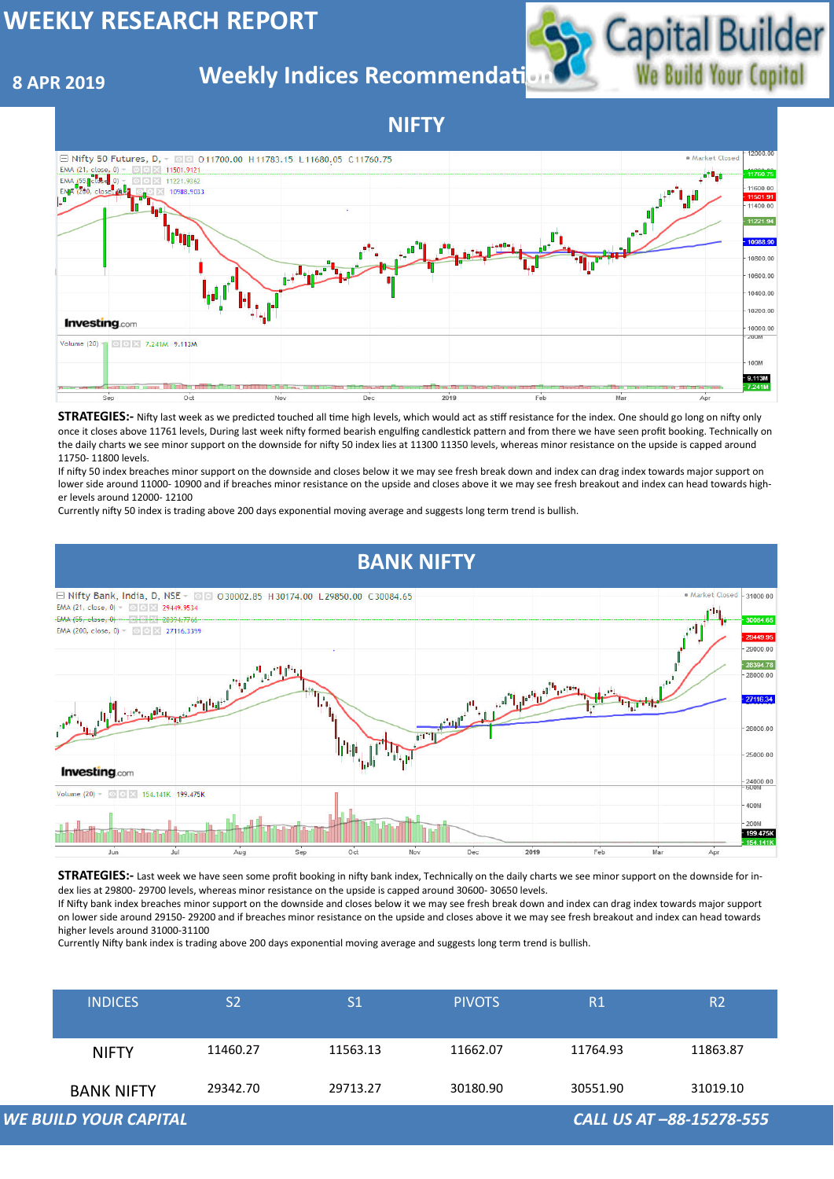# WEEKLY RESEARCH REPORT

**8 APR 2019**

## Weekly Indices Recommendation

## NIFTY

Nifty 50 Futures, D, O 11700.00 H 11783.15 L 11680.05 C 11760.75
EMA (21, close, 0) 11501.9121
EMA (55, close, 0) 11221.9362
EMA (200, close, 0) 10988.9033
Volume (20) 7.241M 9.113M
Investing.com

**STRATEGIES:-** Nifty last week as we predicted touched all time high levels, which would act as stiff resistance for the index. One should go long on nifty only once it closes above 11761 levels, During last week nifty formed bearish engulfing candlestick pattern and from there we have seen profit booking. Technically on the daily charts we see minor support on the downside for nifty 50 index lies at 11300 11350 levels, whereas minor resistance on the upside is capped around 11750- 11800 levels.

If nifty 50 index breaches minor support on the downside and closes below it we may see fresh break down and index can drag index towards major support on lower side around 11000- 10900 and if breaches minor resistance on the upside and closes above it we may see fresh breakout and index can head towards higher levels around 12000- 12100

Currently nifty 50 index is trading above 200 days exponential moving average and suggests long term trend is bullish.

## BANK NIFTY

Nifty Bank, India, D, NSE O 30002.85 H 30174.00 L 29850.00 C 30084.65
EMA (21, close, 0) 29449.9534
EMA (55, close, 0) 28394.7765
EMA (200, close, 0) 27116.3399
Volume (20) 154.141K 199.475K
Investing.com

**STRATEGIES:-** Last week we have seen some profit booking in nifty bank index, Technically on the daily charts we see minor support on the downside for index lies at 29800- 29700 levels, whereas minor resistance on the upside is capped around 30600- 30650 levels.

If Nifty bank index breaches minor support on the downside and closes below it we may see fresh break down and index can drag index towards major support on lower side around 29150- 29200 and if breaches minor resistance on the upside and closes above it we may see fresh breakout and index can head towards higher levels around 31000-31100

Currently Nifty bank index is trading above 200 days exponential moving average and suggests long term trend is bullish.

| INDICES | S2 | S1 | PIVOTS | R1 | R2 |
|---|---|---|---|---|---|
| NIFTY | 11460.27 | 11563.13 | 11662.07 | 11764.93 | 11863.87 |
| BANK NIFTY | 29342.70 | 29713.27 | 30180.90 | 30551.90 | 31019.10 |

*WE BUILD YOUR CAPITAL* *CALL US AT –88-15278-555*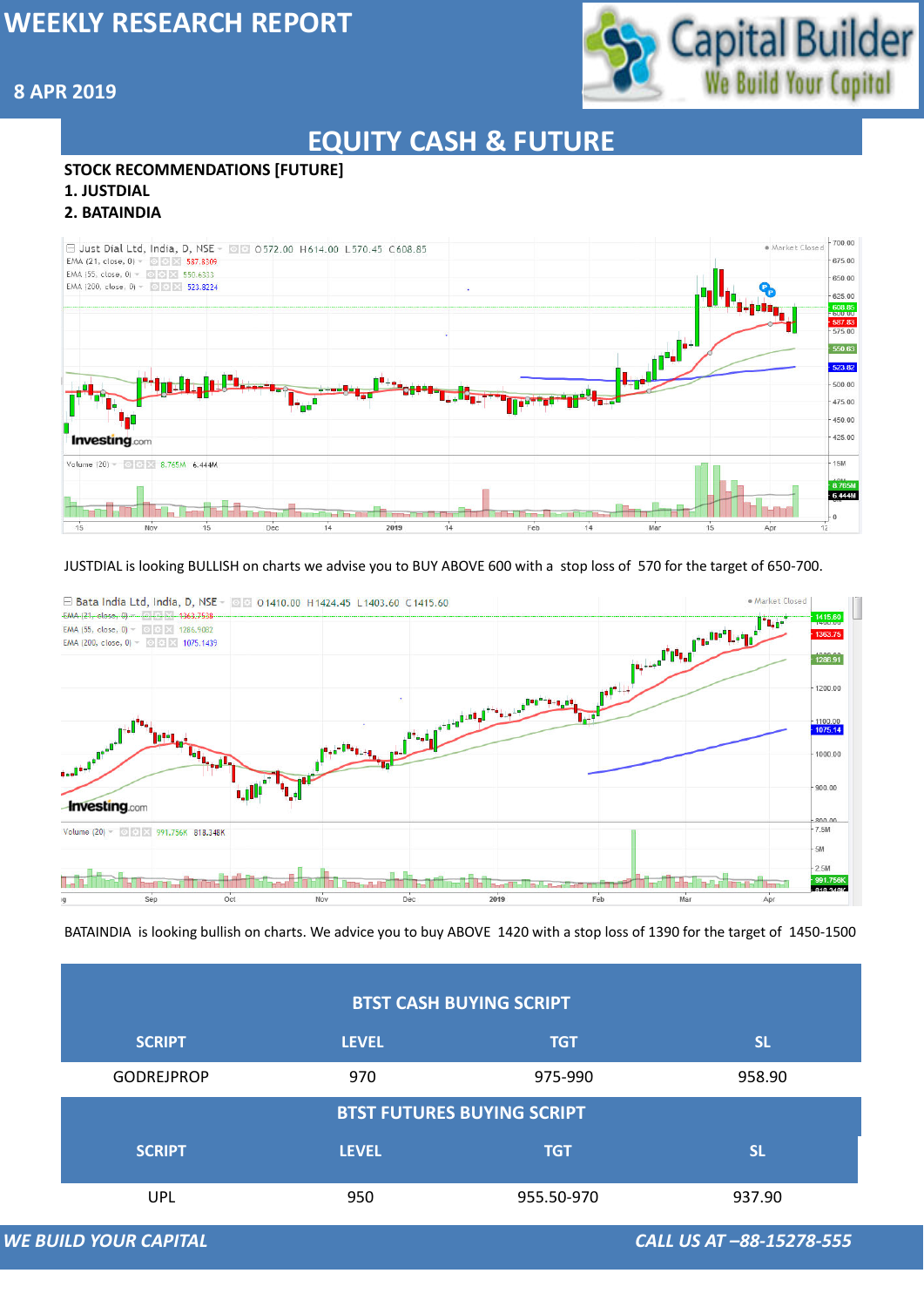# WEEKLY RESEARCH REPORT

## 8 APR 2019

Capital Builder
We Build Your Capital

## EQUITY CASH & FUTURE

**STOCK RECOMMENDATIONS [FUTURE]**

**1. JUSTDIAL**

**2. BATAINDIA**

Just Dial Ltd, India, D, NSE O 572.00 H 614.00 L 570.45 C 608.85
EMA (21, close, 0) 587.8309
EMA (55, close, 0) 550.6333
EMA (200, close, 0) 523.8224
Volume (20) 8.765M 6.444M

JUSTDIAL is looking BULLISH on charts we advise you to BUY ABOVE 600 with a stop loss of 570 for the target of 650-700.

Bata India Ltd, India, D, NSE O 1410.00 H 1424.45 L 1403.60 C 1415.60
EMA (21, close, 0) 1363.7538
EMA (55, close, 0) 1286.9082
EMA (200, close, 0) 1075.1439
Volume (20) 991.756K 818.348K

BATAINDIA is looking bullish on charts. We advice you to buy ABOVE 1420 with a stop loss of 1390 for the target of 1450-1500

| BTST CASH BUYING SCRIPT | | | |
|---|---|---|---|
| SCRIPT | LEVEL | TGT | SL |
| GODREJPROP | 970 | 975-990 | 958.90 |

| BTST FUTURES BUYING SCRIPT | | | |
|---|---|---|---|
| SCRIPT | LEVEL | TGT | SL |
| UPL | 950 | 955.50-970 | 937.90 |

*WE BUILD YOUR CAPITAL* *CALL US AT –88-15278-555*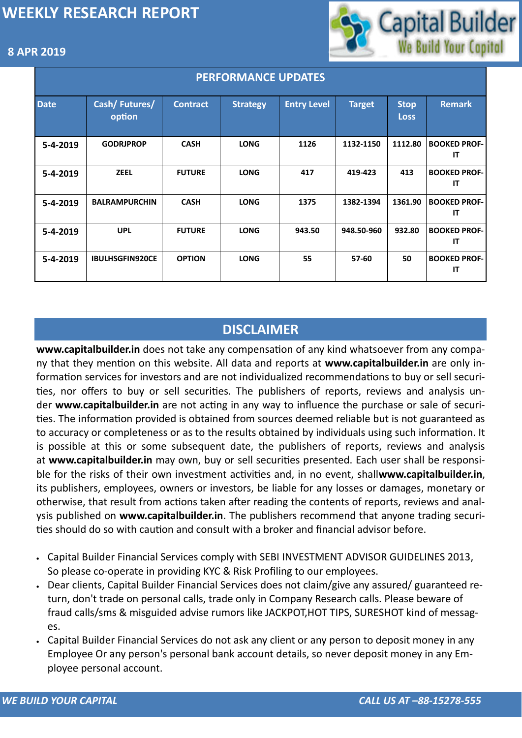# WEEKLY RESEARCH REPORT

8 APR 2019

## PERFORMANCE UPDATES

| Date | Cash/ Futures/ option | Contract | Strategy | Entry Level | Target | Stop Loss | Remark |
|---|---|---|---|---|---|---|---|
| 5-4-2019 | GODRJPROP | CASH | LONG | 1126 | 1132-1150 | 1112.80 | BOOKED PROFIT |
| 5-4-2019 | ZEEL | FUTURE | LONG | 417 | 419-423 | 413 | BOOKED PROFIT |
| 5-4-2019 | BALRAMPURCHIN | CASH | LONG | 1375 | 1382-1394 | 1361.90 | BOOKED PROFIT |
| 5-4-2019 | UPL | FUTURE | LONG | 943.50 | 948.50-960 | 932.80 | BOOKED PROFIT |
| 5-4-2019 | IBULHSGFIN920CE | OPTION | LONG | 55 | 57-60 | 50 | BOOKED PROFIT |

## DISCLAIMER

**www.capitalbuilder.in** does not take any compensation of any kind whatsoever from any company that they mention on this website. All data and reports at **www.capitalbuilder.in** are only information services for investors and are not individualized recommendations to buy or sell securities, nor offers to buy or sell securities. The publishers of reports, reviews and analysis under **www.capitalbuilder.in** are not acting in any way to influence the purchase or sale of securities. The information provided is obtained from sources deemed reliable but is not guaranteed as to accuracy or completeness or as to the results obtained by individuals using such information. It is possible at this or some subsequent date, the publishers of reports, reviews and analysis at **www.capitalbuilder.in** may own, buy or sell securities presented. Each user shall be responsible for the risks of their own investment activities and, in no event, shall**www.capitalbuilder.in**, its publishers, employees, owners or investors, be liable for any losses or damages, monetary or otherwise, that result from actions taken after reading the contents of reports, reviews and analysis published on **www.capitalbuilder.in**. The publishers recommend that anyone trading securities should do so with caution and consult with a broker and financial advisor before.

- Capital Builder Financial Services comply with SEBI INVESTMENT ADVISOR GUIDELINES 2013, So please co-operate in providing KYC & Risk Profiling to our employees.
- Dear clients, Capital Builder Financial Services does not claim/give any assured/ guaranteed return, don't trade on personal calls, trade only in Company Research calls. Please beware of fraud calls/sms & misguided advise rumors like JACKPOT,HOT TIPS, SURESHOT kind of messages.
- Capital Builder Financial Services do not ask any client or any person to deposit money in any Employee Or any person's personal bank account details, so never deposit money in any Employee personal account.

*WE BUILD YOUR CAPITAL* *CALL US AT –88-15278-555*